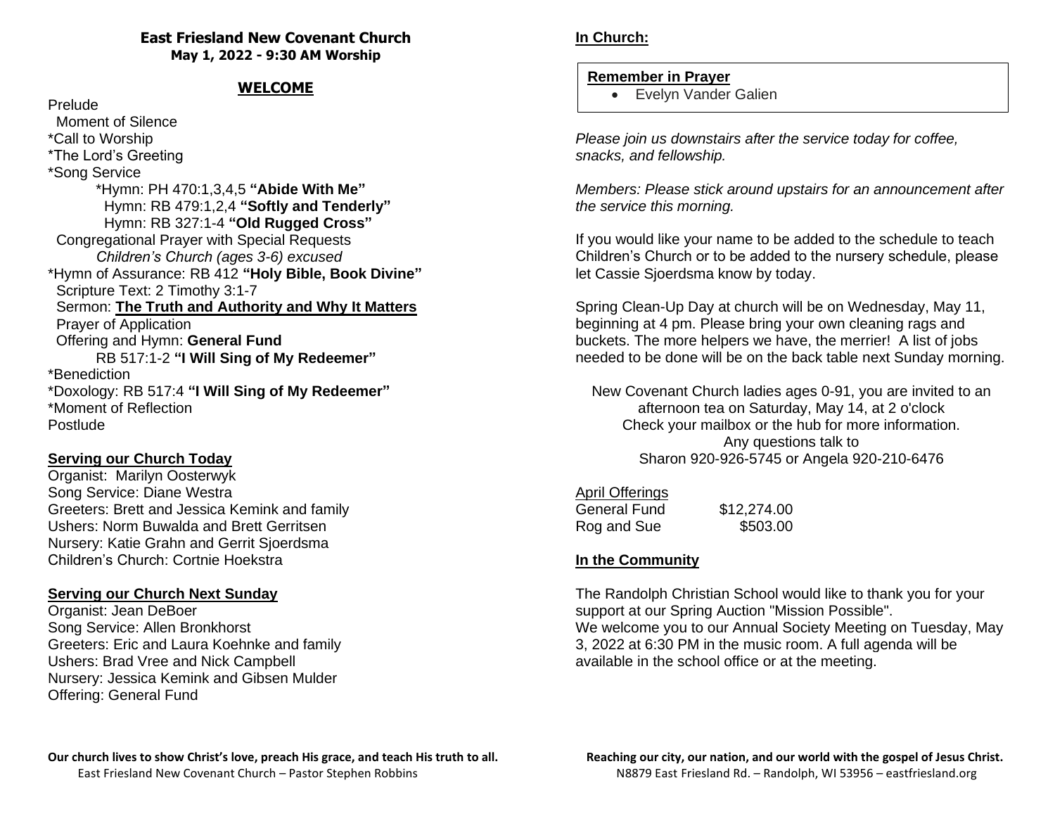# East Friesland New Covenant Church
**May 1, 2022 - 9:30 AM Worship**

## WELCOME

Prelude
Moment of Silence
*Call to Worship
*The Lord's Greeting
*Song Service
*Hymn: PH 470:1,3,4,5 **"Abide With Me"**
Hymn: RB 479:1,2,4 **"Softly and Tenderly"**
Hymn: RB 327:1-4 **"Old Rugged Cross"**
Congregational Prayer with Special Requests
*Children's Church (ages 3-6) excused*
*Hymn of Assurance: RB 412 **"Holy Bible, Book Divine"**
Scripture Text: 2 Timothy 3:1-7
Sermon: **The Truth and Authority and Why It Matters**
Prayer of Application
Offering and Hymn: **General Fund**
RB 517:1-2 **"I Will Sing of My Redeemer"**
*Benediction
*Doxology: RB 517:4 **"I Will Sing of My Redeemer"**
*Moment of Reflection
Postlude

### Serving our Church Today

Organist: Marilyn Oosterwyk
Song Service: Diane Westra
Greeters: Brett and Jessica Kemink and family
Ushers: Norm Buwalda and Brett Gerritsen
Nursery: Katie Grahn and Gerrit Sjoerdsma
Children's Church: Cortnie Hoekstra

### Serving our Church Next Sunday

Organist: Jean DeBoer
Song Service: Allen Bronkhorst
Greeters: Eric and Laura Koehnke and family
Ushers: Brad Vree and Nick Campbell
Nursery: Jessica Kemink and Gibsen Mulder
Offering: General Fund

**Our church lives to show Christ's love, preach His grace, and teach His truth to all.**
East Friesland New Covenant Church – Pastor Stephen Robbins

### In Church:

**Remember in Prayer**

- Evelyn Vander Galien

*Please join us downstairs after the service today for coffee, snacks, and fellowship.*

*Members: Please stick around upstairs for an announcement after the service this morning.*

If you would like your name to be added to the schedule to teach Children's Church or to be added to the nursery schedule, please let Cassie Sjoerdsma know by today.

Spring Clean-Up Day at church will be on Wednesday, May 11, beginning at 4 pm. Please bring your own cleaning rags and buckets. The more helpers we have, the merrier! A list of jobs needed to be done will be on the back table next Sunday morning.

New Covenant Church ladies ages 0-91, you are invited to an afternoon tea on Saturday, May 14, at 2 o'clock
Check your mailbox or the hub for more information.
Any questions talk to
Sharon 920-926-5745 or Angela 920-210-6476

April Offerings

| | |
|---|---|
| General Fund | $12,274.00 |
| Rog and Sue | $503.00 |

### In the Community

The Randolph Christian School would like to thank you for your support at our Spring Auction "Mission Possible".
We welcome you to our Annual Society Meeting on Tuesday, May 3, 2022 at 6:30 PM in the music room. A full agenda will be available in the school office or at the meeting.

**Reaching our city, our nation, and our world with the gospel of Jesus Christ.**
N8879 East Friesland Rd. – Randolph, WI 53956 – eastfriesland.org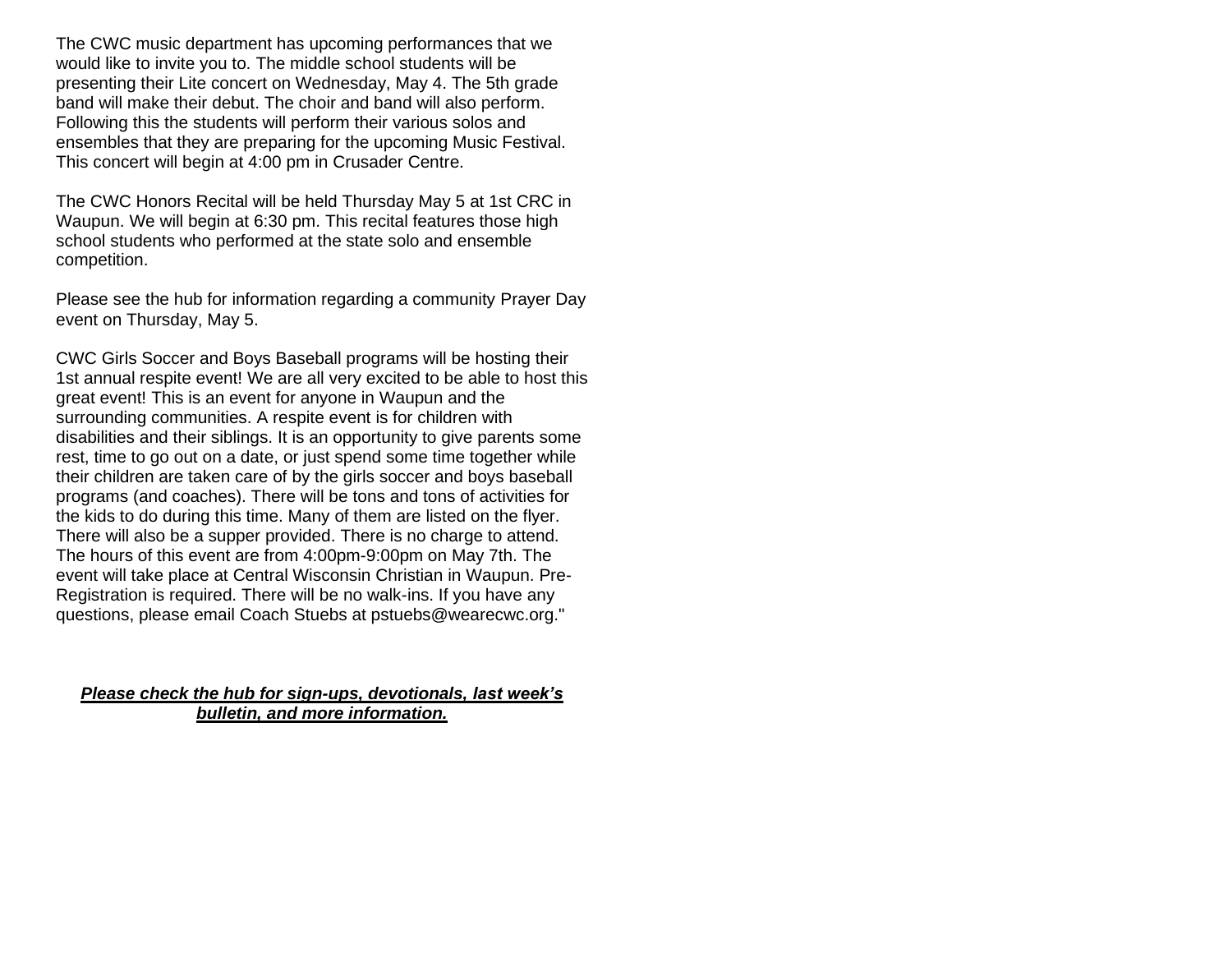The CWC music department has upcoming performances that we would like to invite you to. The middle school students will be presenting their Lite concert on Wednesday, May 4. The 5th grade band will make their debut. The choir and band will also perform. Following this the students will perform their various solos and ensembles that they are preparing for the upcoming Music Festival. This concert will begin at 4:00 pm in Crusader Centre.

The CWC Honors Recital will be held Thursday May 5 at 1st CRC in Waupun. We will begin at 6:30 pm. This recital features those high school students who performed at the state solo and ensemble competition.

Please see the hub for information regarding a community Prayer Day event on Thursday, May 5.

CWC Girls Soccer and Boys Baseball programs will be hosting their 1st annual respite event! We are all very excited to be able to host this great event! This is an event for anyone in Waupun and the surrounding communities. A respite event is for children with disabilities and their siblings. It is an opportunity to give parents some rest, time to go out on a date, or just spend some time together while their children are taken care of by the girls soccer and boys baseball programs (and coaches). There will be tons and tons of activities for the kids to do during this time. Many of them are listed on the flyer. There will also be a supper provided. There is no charge to attend. The hours of this event are from 4:00pm-9:00pm on May 7th. The event will take place at Central Wisconsin Christian in Waupun. Pre-Registration is required. There will be no walk-ins. If you have any questions, please email Coach Stuebs at pstuebs@wearecwc.org."

***<u>Please check the hub for sign-ups, devotionals, last week's bulletin, and more information.</u>***